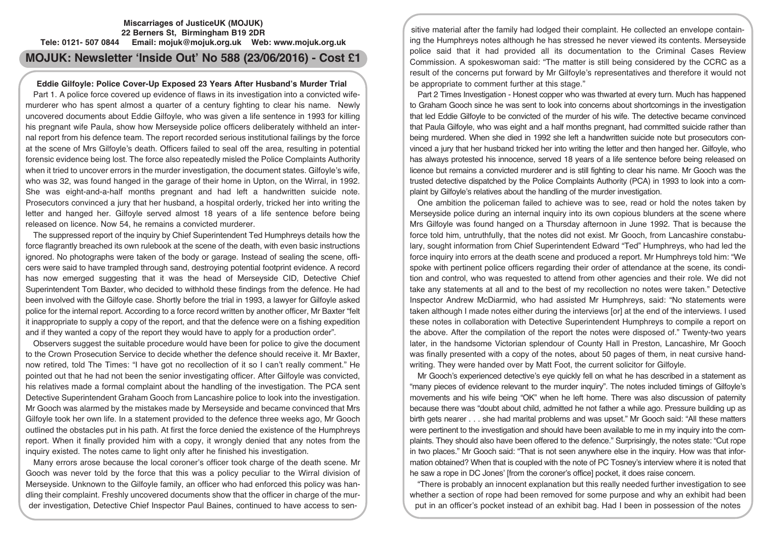**Miscarriages of JusticeUK (MOJUK)**
**22 Berners St, Birmingham B19 2DR**
**Tele: 0121- 507 0844 Email: mojuk@mojuk.org.uk Web: www.mojuk.org.uk**

# MOJUK: Newsletter 'Inside Out' No 588 (23/06/2016) - Cost £1

## Eddie Gilfoyle: Police Cover-Up Exposed 23 Years After Husband's Murder Trial

Part 1. A police force covered up evidence of flaws in its investigation into a convicted wife-murderer who has spent almost a quarter of a century fighting to clear his name. Newly uncovered documents about Eddie Gilfoyle, who was given a life sentence in 1993 for killing his pregnant wife Paula, show how Merseyside police officers deliberately withheld an internal report from his defence team. The report recorded serious institutional failings by the force at the scene of Mrs Gilfoyle's death. Officers failed to seal off the area, resulting in potential forensic evidence being lost. The force also repeatedly misled the Police Complaints Authority when it tried to uncover errors in the murder investigation, the document states. Gilfoyle's wife, who was 32, was found hanged in the garage of their home in Upton, on the Wirral, in 1992. She was eight-and-a-half months pregnant and had left a handwritten suicide note. Prosecutors convinced a jury that her husband, a hospital orderly, tricked her into writing the letter and hanged her. Gilfoyle served almost 18 years of a life sentence before being released on licence. Now 54, he remains a convicted murderer.

The suppressed report of the inquiry by Chief Superintendent Ted Humphreys details how the force flagrantly breached its own rulebook at the scene of the death, with even basic instructions ignored. No photographs were taken of the body or garage. Instead of sealing the scene, officers were said to have trampled through sand, destroying potential footprint evidence. A record has now emerged suggesting that it was the head of Merseyside CID, Detective Chief Superintendent Tom Baxter, who decided to withhold these findings from the defence. He had been involved with the Gilfoyle case. Shortly before the trial in 1993, a lawyer for Gilfoyle asked police for the internal report. According to a force record written by another officer, Mr Baxter "felt it inappropriate to supply a copy of the report, and that the defence were on a fishing expedition and if they wanted a copy of the report they would have to apply for a production order".

Observers suggest the suitable procedure would have been for police to give the document to the Crown Prosecution Service to decide whether the defence should receive it. Mr Baxter, now retired, told The Times: "I have got no recollection of it so I can't really comment." He pointed out that he had not been the senior investigating officer. After Gilfoyle was convicted, his relatives made a formal complaint about the handling of the investigation. The PCA sent Detective Superintendent Graham Gooch from Lancashire police to look into the investigation. Mr Gooch was alarmed by the mistakes made by Merseyside and became convinced that Mrs Gilfoyle took her own life. In a statement provided to the defence three weeks ago, Mr Gooch outlined the obstacles put in his path. At first the force denied the existence of the Humphreys report. When it finally provided him with a copy, it wrongly denied that any notes from the inquiry existed. The notes came to light only after he finished his investigation.

Many errors arose because the local coroner's officer took charge of the death scene. Mr Gooch was never told by the force that this was a policy peculiar to the Wirral division of Merseyside. Unknown to the Gilfoyle family, an officer who had enforced this policy was handling their complaint. Freshly uncovered documents show that the officer in charge of the murder investigation, Detective Chief Inspector Paul Baines, continued to have access to sensitive material after the family had lodged their complaint. He collected an envelope containing the Humphreys notes although he has stressed he never viewed its contents. Merseyside police said that it had provided all its documentation to the Criminal Cases Review Commission. A spokeswoman said: "The matter is still being considered by the CCRC as a result of the concerns put forward by Mr Gilfoyle's representatives and therefore it would not be appropriate to comment further at this stage."

Part 2 Times Investigation - Honest copper who was thwarted at every turn. Much has happened to Graham Gooch since he was sent to look into concerns about shortcomings in the investigation that led Eddie Gilfoyle to be convicted of the murder of his wife. The detective became convinced that Paula Gilfoyle, who was eight and a half months pregnant, had committed suicide rather than being murdered. When she died in 1992 she left a handwritten suicide note but prosecutors convinced a jury that her husband tricked her into writing the letter and then hanged her. Gilfoyle, who has always protested his innocence, served 18 years of a life sentence before being released on licence but remains a convicted murderer and is still fighting to clear his name. Mr Gooch was the trusted detective dispatched by the Police Complaints Authority (PCA) in 1993 to look into a complaint by Gilfoyle's relatives about the handling of the murder investigation.

One ambition the policeman failed to achieve was to see, read or hold the notes taken by Merseyside police during an internal inquiry into its own copious blunders at the scene where Mrs Gilfoyle was found hanged on a Thursday afternoon in June 1992. That is because the force told him, untruthfully, that the notes did not exist. Mr Gooch, from Lancashire constabulary, sought information from Chief Superintendent Edward "Ted" Humphreys, who had led the force inquiry into errors at the death scene and produced a report. Mr Humphreys told him: "We spoke with pertinent police officers regarding their order of attendance at the scene, its condition and control, who was requested to attend from other agencies and their role. We did not take any statements at all and to the best of my recollection no notes were taken." Detective Inspector Andrew McDiarmid, who had assisted Mr Humphreys, said: "No statements were taken although I made notes either during the interviews [or] at the end of the interviews. I used these notes in collaboration with Detective Superintendent Humphreys to compile a report on the above. After the compilation of the report the notes were disposed of." Twenty-two years later, in the handsome Victorian splendour of County Hall in Preston, Lancashire, Mr Gooch was finally presented with a copy of the notes, about 50 pages of them, in neat cursive handwriting. They were handed over by Matt Foot, the current solicitor for Gilfoyle.

Mr Gooch's experienced detective's eye quickly fell on what he has described in a statement as "many pieces of evidence relevant to the murder inquiry". The notes included timings of Gilfoyle's movements and his wife being "OK" when he left home. There was also discussion of paternity because there was "doubt about child, admitted he not father a while ago. Pressure building up as birth gets nearer . . . she had marital problems and was upset." Mr Gooch said: "All these matters were pertinent to the investigation and should have been available to me in my inquiry into the complaints. They should also have been offered to the defence." Surprisingly, the notes state: "Cut rope in two places." Mr Gooch said: "That is not seen anywhere else in the inquiry. How was that information obtained? When that is coupled with the note of PC Tosney's interview where it is noted that he saw a rope in DC Jones' [from the coroner's office] pocket, it does raise concern.

"There is probably an innocent explanation but this really needed further investigation to see whether a section of rope had been removed for some purpose and why an exhibit had been put in an officer's pocket instead of an exhibit bag. Had I been in possession of the notes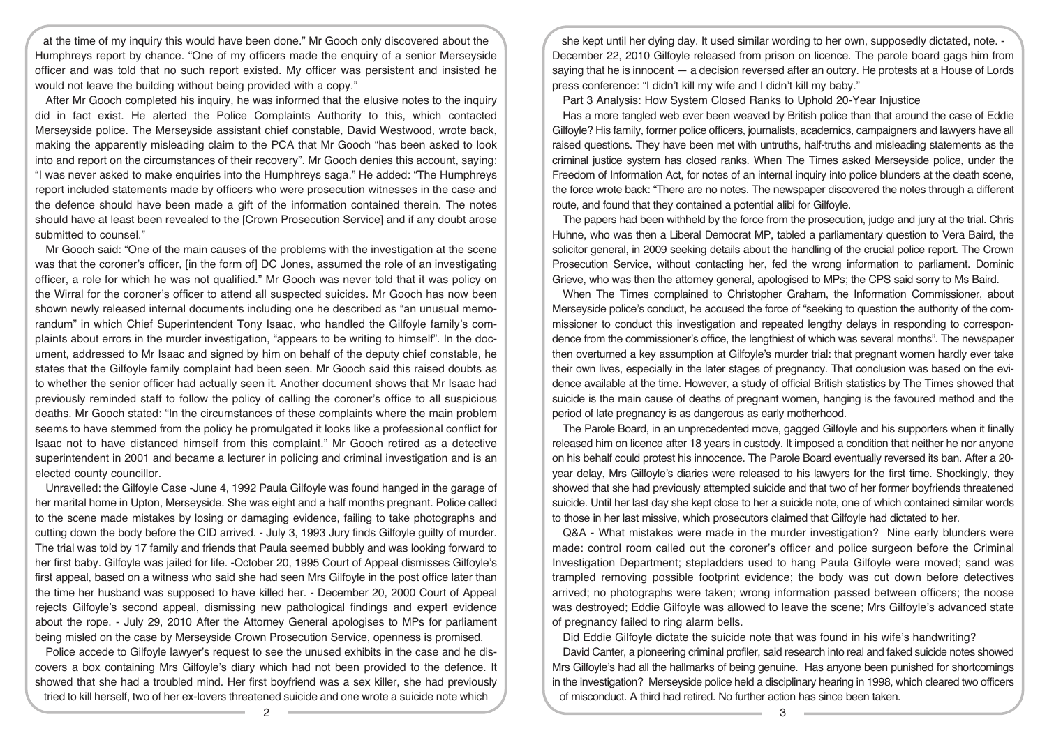at the time of my inquiry this would have been done." Mr Gooch only discovered about the Humphreys report by chance. "One of my officers made the enquiry of a senior Merseyside officer and was told that no such report existed. My officer was persistent and insisted he would not leave the building without being provided with a copy."

After Mr Gooch completed his inquiry, he was informed that the elusive notes to the inquiry did in fact exist. He alerted the Police Complaints Authority to this, which contacted Merseyside police. The Merseyside assistant chief constable, David Westwood, wrote back, making the apparently misleading claim to the PCA that Mr Gooch "has been asked to look into and report on the circumstances of their recovery". Mr Gooch denies this account, saying: "I was never asked to make enquiries into the Humphreys saga." He added: "The Humphreys report included statements made by officers who were prosecution witnesses in the case and the defence should have been made a gift of the information contained therein. The notes should have at least been revealed to the [Crown Prosecution Service] and if any doubt arose submitted to counsel."

Mr Gooch said: "One of the main causes of the problems with the investigation at the scene was that the coroner's officer, [in the form of] DC Jones, assumed the role of an investigating officer, a role for which he was not qualified." Mr Gooch was never told that it was policy on the Wirral for the coroner's officer to attend all suspected suicides. Mr Gooch has now been shown newly released internal documents including one he described as "an unusual memorandum" in which Chief Superintendent Tony Isaac, who handled the Gilfoyle family's complaints about errors in the murder investigation, "appears to be writing to himself". In the document, addressed to Mr Isaac and signed by him on behalf of the deputy chief constable, he states that the Gilfoyle family complaint had been seen. Mr Gooch said this raised doubts as to whether the senior officer had actually seen it. Another document shows that Mr Isaac had previously reminded staff to follow the policy of calling the coroner's office to all suspicious deaths. Mr Gooch stated: "In the circumstances of these complaints where the main problem seems to have stemmed from the policy he promulgated it looks like a professional conflict for Isaac not to have distanced himself from this complaint." Mr Gooch retired as a detective superintendent in 2001 and became a lecturer in policing and criminal investigation and is an elected county councillor.

Unravelled: the Gilfoyle Case -June 4, 1992 Paula Gilfoyle was found hanged in the garage of her marital home in Upton, Merseyside. She was eight and a half months pregnant. Police called to the scene made mistakes by losing or damaging evidence, failing to take photographs and cutting down the body before the CID arrived. - July 3, 1993 Jury finds Gilfoyle guilty of murder. The trial was told by 17 family and friends that Paula seemed bubbly and was looking forward to her first baby. Gilfoyle was jailed for life. -October 20, 1995 Court of Appeal dismisses Gilfoyle's first appeal, based on a witness who said she had seen Mrs Gilfoyle in the post office later than the time her husband was supposed to have killed her. - December 20, 2000 Court of Appeal rejects Gilfoyle's second appeal, dismissing new pathological findings and expert evidence about the rope. - July 29, 2010 After the Attorney General apologises to MPs for parliament being misled on the case by Merseyside Crown Prosecution Service, openness is promised.

Police accede to Gilfoyle lawyer's request to see the unused exhibits in the case and he discovers a box containing Mrs Gilfoyle's diary which had not been provided to the defence. It showed that she had a troubled mind. Her first boyfriend was a sex killer, she had previously tried to kill herself, two of her ex-lovers threatened suicide and one wrote a suicide note which she kept until her dying day. It used similar wording to her own, supposedly dictated, note. - December 22, 2010 Gilfoyle released from prison on licence. The parole board gags him from saying that he is innocent — a decision reversed after an outcry. He protests at a House of Lords press conference: "I didn't kill my wife and I didn't kill my baby."

Part 3 Analysis: How System Closed Ranks to Uphold 20-Year Injustice

Has a more tangled web ever been weaved by British police than that around the case of Eddie Gilfoyle? His family, former police officers, journalists, academics, campaigners and lawyers have all raised questions. They have been met with untruths, half-truths and misleading statements as the criminal justice system has closed ranks. When The Times asked Merseyside police, under the Freedom of Information Act, for notes of an internal inquiry into police blunders at the death scene, the force wrote back: "There are no notes. The newspaper discovered the notes through a different route, and found that they contained a potential alibi for Gilfoyle.

The papers had been withheld by the force from the prosecution, judge and jury at the trial. Chris Huhne, who was then a Liberal Democrat MP, tabled a parliamentary question to Vera Baird, the solicitor general, in 2009 seeking details about the handling of the crucial police report. The Crown Prosecution Service, without contacting her, fed the wrong information to parliament. Dominic Grieve, who was then the attorney general, apologised to MPs; the CPS said sorry to Ms Baird.

When The Times complained to Christopher Graham, the Information Commissioner, about Merseyside police's conduct, he accused the force of "seeking to question the authority of the commissioner to conduct this investigation and repeated lengthy delays in responding to correspondence from the commissioner's office, the lengthiest of which was several months". The newspaper then overturned a key assumption at Gilfoyle's murder trial: that pregnant women hardly ever take their own lives, especially in the later stages of pregnancy. That conclusion was based on the evidence available at the time. However, a study of official British statistics by The Times showed that suicide is the main cause of deaths of pregnant women, hanging is the favoured method and the period of late pregnancy is as dangerous as early motherhood.

The Parole Board, in an unprecedented move, gagged Gilfoyle and his supporters when it finally released him on licence after 18 years in custody. It imposed a condition that neither he nor anyone on his behalf could protest his innocence. The Parole Board eventually reversed its ban. After a 20-year delay, Mrs Gilfoyle's diaries were released to his lawyers for the first time. Shockingly, they showed that she had previously attempted suicide and that two of her former boyfriends threatened suicide. Until her last day she kept close to her a suicide note, one of which contained similar words to those in her last missive, which prosecutors claimed that Gilfoyle had dictated to her.

Q&A - What mistakes were made in the murder investigation? Nine early blunders were made: control room called out the coroner's officer and police surgeon before the Criminal Investigation Department; stepladders used to hang Paula Gilfoyle were moved; sand was trampled removing possible footprint evidence; the body was cut down before detectives arrived; no photographs were taken; wrong information passed between officers; the noose was destroyed; Eddie Gilfoyle was allowed to leave the scene; Mrs Gilfoyle's advanced state of pregnancy failed to ring alarm bells.

Did Eddie Gilfoyle dictate the suicide note that was found in his wife's handwriting?

David Canter, a pioneering criminal profiler, said research into real and faked suicide notes showed Mrs Gilfoyle's had all the hallmarks of being genuine. Has anyone been punished for shortcomings in the investigation? Merseyside police held a disciplinary hearing in 1998, which cleared two officers of misconduct. A third had retired. No further action has since been taken.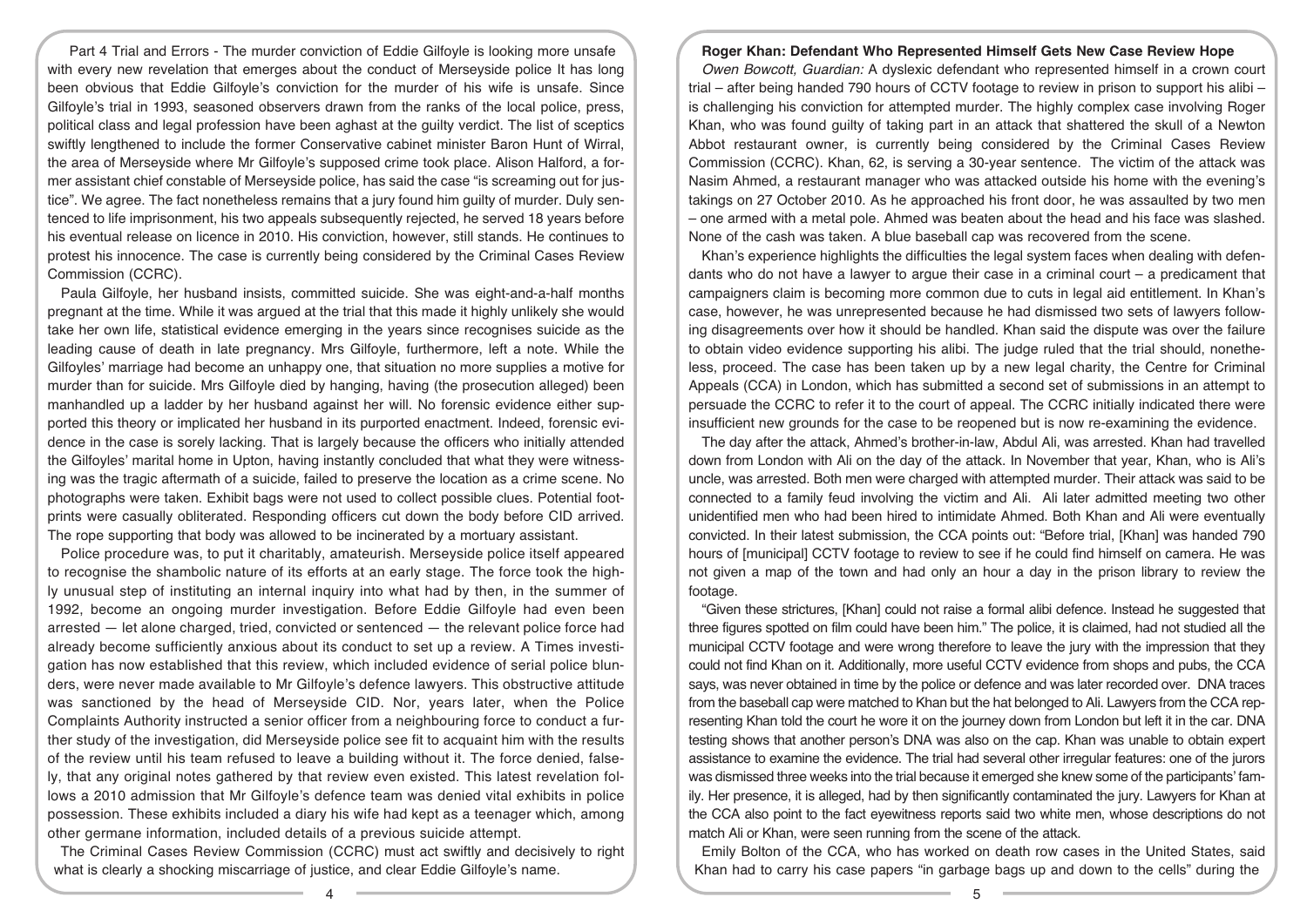Part 4 Trial and Errors - The murder conviction of Eddie Gilfoyle is looking more unsafe with every new revelation that emerges about the conduct of Merseyside police It has long been obvious that Eddie Gilfoyle's conviction for the murder of his wife is unsafe. Since Gilfoyle's trial in 1993, seasoned observers drawn from the ranks of the local police, press, political class and legal profession have been aghast at the guilty verdict. The list of sceptics swiftly lengthened to include the former Conservative cabinet minister Baron Hunt of Wirral, the area of Merseyside where Mr Gilfoyle's supposed crime took place. Alison Halford, a former assistant chief constable of Merseyside police, has said the case "is screaming out for justice". We agree. The fact nonetheless remains that a jury found him guilty of murder. Duly sentenced to life imprisonment, his two appeals subsequently rejected, he served 18 years before his eventual release on licence in 2010. His conviction, however, still stands. He continues to protest his innocence. The case is currently being considered by the Criminal Cases Review Commission (CCRC).

Paula Gilfoyle, her husband insists, committed suicide. She was eight-and-a-half months pregnant at the time. While it was argued at the trial that this made it highly unlikely she would take her own life, statistical evidence emerging in the years since recognises suicide as the leading cause of death in late pregnancy. Mrs Gilfoyle, furthermore, left a note. While the Gilfoyles' marriage had become an unhappy one, that situation no more supplies a motive for murder than for suicide. Mrs Gilfoyle died by hanging, having (the prosecution alleged) been manhandled up a ladder by her husband against her will. No forensic evidence either supported this theory or implicated her husband in its purported enactment. Indeed, forensic evidence in the case is sorely lacking. That is largely because the officers who initially attended the Gilfoyles' marital home in Upton, having instantly concluded that what they were witnessing was the tragic aftermath of a suicide, failed to preserve the location as a crime scene. No photographs were taken. Exhibit bags were not used to collect possible clues. Potential footprints were casually obliterated. Responding officers cut down the body before CID arrived. The rope supporting that body was allowed to be incinerated by a mortuary assistant.

Police procedure was, to put it charitably, amateurish. Merseyside police itself appeared to recognise the shambolic nature of its efforts at an early stage. The force took the highly unusual step of instituting an internal inquiry into what had by then, in the summer of 1992, become an ongoing murder investigation. Before Eddie Gilfoyle had even been arrested — let alone charged, tried, convicted or sentenced — the relevant police force had already become sufficiently anxious about its conduct to set up a review. A Times investigation has now established that this review, which included evidence of serial police blunders, were never made available to Mr Gilfoyle's defence lawyers. This obstructive attitude was sanctioned by the head of Merseyside CID. Nor, years later, when the Police Complaints Authority instructed a senior officer from a neighbouring force to conduct a further study of the investigation, did Merseyside police see fit to acquaint him with the results of the review until his team refused to leave a building without it. The force denied, falsely, that any original notes gathered by that review even existed. This latest revelation follows a 2010 admission that Mr Gilfoyle's defence team was denied vital exhibits in police possession. These exhibits included a diary his wife had kept as a teenager which, among other germane information, included details of a previous suicide attempt.

The Criminal Cases Review Commission (CCRC) must act swiftly and decisively to right what is clearly a shocking miscarriage of justice, and clear Eddie Gilfoyle's name.

### Roger Khan: Defendant Who Represented Himself Gets New Case Review Hope

*Owen Bowcott, Guardian:* A dyslexic defendant who represented himself in a crown court trial – after being handed 790 hours of CCTV footage to review in prison to support his alibi – is challenging his conviction for attempted murder. The highly complex case involving Roger Khan, who was found guilty of taking part in an attack that shattered the skull of a Newton Abbot restaurant owner, is currently being considered by the Criminal Cases Review Commission (CCRC). Khan, 62, is serving a 30-year sentence. The victim of the attack was Nasim Ahmed, a restaurant manager who was attacked outside his home with the evening's takings on 27 October 2010. As he approached his front door, he was assaulted by two men – one armed with a metal pole. Ahmed was beaten about the head and his face was slashed. None of the cash was taken. A blue baseball cap was recovered from the scene.

Khan's experience highlights the difficulties the legal system faces when dealing with defendants who do not have a lawyer to argue their case in a criminal court – a predicament that campaigners claim is becoming more common due to cuts in legal aid entitlement. In Khan's case, however, he was unrepresented because he had dismissed two sets of lawyers following disagreements over how it should be handled. Khan said the dispute was over the failure to obtain video evidence supporting his alibi. The judge ruled that the trial should, nonetheless, proceed. The case has been taken up by a new legal charity, the Centre for Criminal Appeals (CCA) in London, which has submitted a second set of submissions in an attempt to persuade the CCRC to refer it to the court of appeal. The CCRC initially indicated there were insufficient new grounds for the case to be reopened but is now re-examining the evidence.

The day after the attack, Ahmed's brother-in-law, Abdul Ali, was arrested. Khan had travelled down from London with Ali on the day of the attack. In November that year, Khan, who is Ali's uncle, was arrested. Both men were charged with attempted murder. Their attack was said to be connected to a family feud involving the victim and Ali. Ali later admitted meeting two other unidentified men who had been hired to intimidate Ahmed. Both Khan and Ali were eventually convicted. In their latest submission, the CCA points out: "Before trial, [Khan] was handed 790 hours of [municipal] CCTV footage to review to see if he could find himself on camera. He was not given a map of the town and had only an hour a day in the prison library to review the footage.

"Given these strictures, [Khan] could not raise a formal alibi defence. Instead he suggested that three figures spotted on film could have been him." The police, it is claimed, had not studied all the municipal CCTV footage and were wrong therefore to leave the jury with the impression that they could not find Khan on it. Additionally, more useful CCTV evidence from shops and pubs, the CCA says, was never obtained in time by the police or defence and was later recorded over. DNA traces from the baseball cap were matched to Khan but the hat belonged to Ali. Lawyers from the CCA representing Khan told the court he wore it on the journey down from London but left it in the car. DNA testing shows that another person's DNA was also on the cap. Khan was unable to obtain expert assistance to examine the evidence. The trial had several other irregular features: one of the jurors was dismissed three weeks into the trial because it emerged she knew some of the participants' family. Her presence, it is alleged, had by then significantly contaminated the jury. Lawyers for Khan at the CCA also point to the fact eyewitness reports said two white men, whose descriptions do not match Ali or Khan, were seen running from the scene of the attack.

Emily Bolton of the CCA, who has worked on death row cases in the United States, said Khan had to carry his case papers "in garbage bags up and down to the cells" during the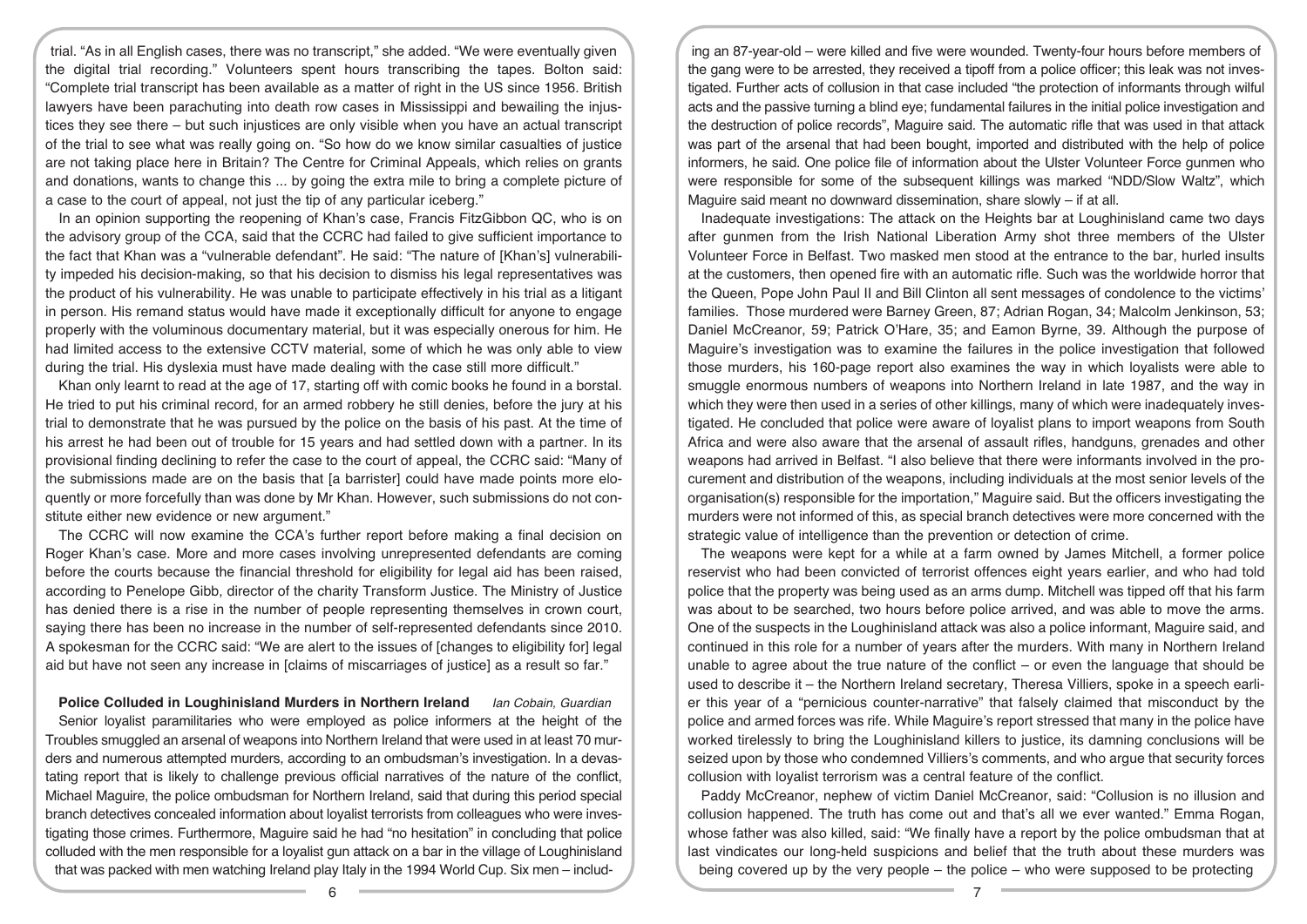trial. "As in all English cases, there was no transcript," she added. "We were eventually given the digital trial recording." Volunteers spent hours transcribing the tapes. Bolton said: "Complete trial transcript has been available as a matter of right in the US since 1956. British lawyers have been parachuting into death row cases in Mississippi and bewailing the injustices they see there – but such injustices are only visible when you have an actual transcript of the trial to see what was really going on. "So how do we know similar casualties of justice are not taking place here in Britain? The Centre for Criminal Appeals, which relies on grants and donations, wants to change this ... by going the extra mile to bring a complete picture of a case to the court of appeal, not just the tip of any particular iceberg."

In an opinion supporting the reopening of Khan's case, Francis FitzGibbon QC, who is on the advisory group of the CCA, said that the CCRC had failed to give sufficient importance to the fact that Khan was a "vulnerable defendant". He said: "The nature of [Khan's] vulnerability impeded his decision-making, so that his decision to dismiss his legal representatives was the product of his vulnerability. He was unable to participate effectively in his trial as a litigant in person. His remand status would have made it exceptionally difficult for anyone to engage properly with the voluminous documentary material, but it was especially onerous for him. He had limited access to the extensive CCTV material, some of which he was only able to view during the trial. His dyslexia must have made dealing with the case still more difficult."

Khan only learnt to read at the age of 17, starting off with comic books he found in a borstal. He tried to put his criminal record, for an armed robbery he still denies, before the jury at his trial to demonstrate that he was pursued by the police on the basis of his past. At the time of his arrest he had been out of trouble for 15 years and had settled down with a partner. In its provisional finding declining to refer the case to the court of appeal, the CCRC said: "Many of the submissions made are on the basis that [a barrister] could have made points more eloquently or more forcefully than was done by Mr Khan. However, such submissions do not constitute either new evidence or new argument."

The CCRC will now examine the CCA's further report before making a final decision on Roger Khan's case. More and more cases involving unrepresented defendants are coming before the courts because the financial threshold for eligibility for legal aid has been raised, according to Penelope Gibb, director of the charity Transform Justice. The Ministry of Justice has denied there is a rise in the number of people representing themselves in crown court, saying there has been no increase in the number of self-represented defendants since 2010. A spokesman for the CCRC said: "We are alert to the issues of [changes to eligibility for] legal aid but have not seen any increase in [claims of miscarriages of justice] as a result so far."

## Police Colluded in Loughinisland Murders in Northern Ireland

*Ian Cobain, Guardian*

Senior loyalist paramilitaries who were employed as police informers at the height of the Troubles smuggled an arsenal of weapons into Northern Ireland that were used in at least 70 murders and numerous attempted murders, according to an ombudsman's investigation. In a devastating report that is likely to challenge previous official narratives of the nature of the conflict, Michael Maguire, the police ombudsman for Northern Ireland, said that during this period special branch detectives concealed information about loyalist terrorists from colleagues who were investigating those crimes. Furthermore, Maguire said he had "no hesitation" in concluding that police colluded with the men responsible for a loyalist gun attack on a bar in the village of Loughinisland that was packed with men watching Ireland play Italy in the 1994 World Cup. Six men – including an 87-year-old – were killed and five were wounded. Twenty-four hours before members of the gang were to be arrested, they received a tipoff from a police officer; this leak was not investigated. Further acts of collusion in that case included "the protection of informants through wilful acts and the passive turning a blind eye; fundamental failures in the initial police investigation and the destruction of police records", Maguire said. The automatic rifle that was used in that attack was part of the arsenal that had been bought, imported and distributed with the help of police informers, he said. One police file of information about the Ulster Volunteer Force gunmen who were responsible for some of the subsequent killings was marked "NDD/Slow Waltz", which Maguire said meant no downward dissemination, share slowly – if at all.

Inadequate investigations: The attack on the Heights bar at Loughinisland came two days after gunmen from the Irish National Liberation Army shot three members of the Ulster Volunteer Force in Belfast. Two masked men stood at the entrance to the bar, hurled insults at the customers, then opened fire with an automatic rifle. Such was the worldwide horror that the Queen, Pope John Paul II and Bill Clinton all sent messages of condolence to the victims' families. Those murdered were Barney Green, 87; Adrian Rogan, 34; Malcolm Jenkinson, 53; Daniel McCreanor, 59; Patrick O'Hare, 35; and Eamon Byrne, 39. Although the purpose of Maguire's investigation was to examine the failures in the police investigation that followed those murders, his 160-page report also examines the way in which loyalists were able to smuggle enormous numbers of weapons into Northern Ireland in late 1987, and the way in which they were then used in a series of other killings, many of which were inadequately investigated. He concluded that police were aware of loyalist plans to import weapons from South Africa and were also aware that the arsenal of assault rifles, handguns, grenades and other weapons had arrived in Belfast. "I also believe that there were informants involved in the procurement and distribution of the weapons, including individuals at the most senior levels of the organisation(s) responsible for the importation," Maguire said. But the officers investigating the murders were not informed of this, as special branch detectives were more concerned with the strategic value of intelligence than the prevention or detection of crime.

The weapons were kept for a while at a farm owned by James Mitchell, a former police reservist who had been convicted of terrorist offences eight years earlier, and who had told police that the property was being used as an arms dump. Mitchell was tipped off that his farm was about to be searched, two hours before police arrived, and was able to move the arms. One of the suspects in the Loughinisland attack was also a police informant, Maguire said, and continued in this role for a number of years after the murders. With many in Northern Ireland unable to agree about the true nature of the conflict – or even the language that should be used to describe it – the Northern Ireland secretary, Theresa Villiers, spoke in a speech earlier this year of a "pernicious counter-narrative" that falsely claimed that misconduct by the police and armed forces was rife. While Maguire's report stressed that many in the police have worked tirelessly to bring the Loughinisland killers to justice, its damning conclusions will be seized upon by those who condemned Villiers's comments, and who argue that security forces collusion with loyalist terrorism was a central feature of the conflict.

Paddy McCreanor, nephew of victim Daniel McCreanor, said: "Collusion is no illusion and collusion happened. The truth has come out and that's all we ever wanted." Emma Rogan, whose father was also killed, said: "We finally have a report by the police ombudsman that at last vindicates our long-held suspicions and belief that the truth about these murders was being covered up by the very people – the police – who were supposed to be protecting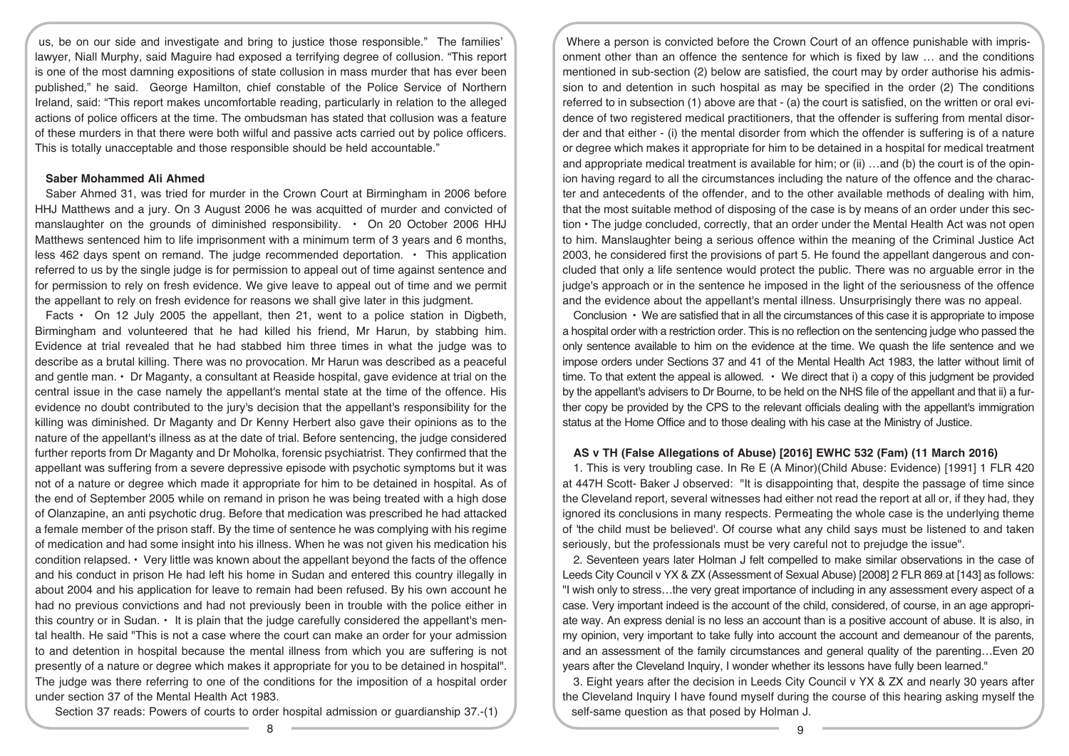us, be on our side and investigate and bring to justice those responsible." The families' lawyer, Niall Murphy, said Maguire had exposed a terrifying degree of collusion. "This report is one of the most damning expositions of state collusion in mass murder that has ever been published," he said. George Hamilton, chief constable of the Police Service of Northern Ireland, said: "This report makes uncomfortable reading, particularly in relation to the alleged actions of police officers at the time. The ombudsman has stated that collusion was a feature of these murders in that there were both wilful and passive acts carried out by police officers. This is totally unacceptable and those responsible should be held accountable."

### Saber Mohammed Ali Ahmed

Saber Ahmed 31, was tried for murder in the Crown Court at Birmingham in 2006 before HHJ Matthews and a jury. On 3 August 2006 he was acquitted of murder and convicted of manslaughter on the grounds of diminished responsibility. • On 20 October 2006 HHJ Matthews sentenced him to life imprisonment with a minimum term of 3 years and 6 months, less 462 days spent on remand. The judge recommended deportation. • This application referred to us by the single judge is for permission to appeal out of time against sentence and for permission to rely on fresh evidence. We give leave to appeal out of time and we permit the appellant to rely on fresh evidence for reasons we shall give later in this judgment.

Facts • On 12 July 2005 the appellant, then 21, went to a police station in Digbeth, Birmingham and volunteered that he had killed his friend, Mr Harun, by stabbing him. Evidence at trial revealed that he had stabbed him three times in what the judge was to describe as a brutal killing. There was no provocation. Mr Harun was described as a peaceful and gentle man. • Dr Maganty, a consultant at Reaside hospital, gave evidence at trial on the central issue in the case namely the appellant's mental state at the time of the offence. His evidence no doubt contributed to the jury's decision that the appellant's responsibility for the killing was diminished. Dr Maganty and Dr Kenny Herbert also gave their opinions as to the nature of the appellant's illness as at the date of trial. Before sentencing, the judge considered further reports from Dr Maganty and Dr Moholka, forensic psychiatrist. They confirmed that the appellant was suffering from a severe depressive episode with psychotic symptoms but it was not of a nature or degree which made it appropriate for him to be detained in hospital. As of the end of September 2005 while on remand in prison he was being treated with a high dose of Olanzapine, an anti psychotic drug. Before that medication was prescribed he had attacked a female member of the prison staff. By the time of sentence he was complying with his regime of medication and had some insight into his illness. When he was not given his medication his condition relapsed. • Very little was known about the appellant beyond the facts of the offence and his conduct in prison He had left his home in Sudan and entered this country illegally in about 2004 and his application for leave to remain had been refused. By his own account he had no previous convictions and had not previously been in trouble with the police either in this country or in Sudan. • It is plain that the judge carefully considered the appellant's mental health. He said "This is not a case where the court can make an order for your admission to and detention in hospital because the mental illness from which you are suffering is not presently of a nature or degree which makes it appropriate for you to be detained in hospital". The judge was there referring to one of the conditions for the imposition of a hospital order under section 37 of the Mental Health Act 1983.

Section 37 reads: Powers of courts to order hospital admission or guardianship 37.-(1) Where a person is convicted before the Crown Court of an offence punishable with imprisonment other than an offence the sentence for which is fixed by law … and the conditions mentioned in sub-section (2) below are satisfied, the court may by order authorise his admission to and detention in such hospital as may be specified in the order (2) The conditions referred to in subsection (1) above are that - (a) the court is satisfied, on the written or oral evidence of two registered medical practitioners, that the offender is suffering from mental disorder and that either - (i) the mental disorder from which the offender is suffering is of a nature or degree which makes it appropriate for him to be detained in a hospital for medical treatment and appropriate medical treatment is available for him; or (ii) …and (b) the court is of the opinion having regard to all the circumstances including the nature of the offence and the character and antecedents of the offender, and to the other available methods of dealing with him, that the most suitable method of disposing of the case is by means of an order under this section • The judge concluded, correctly, that an order under the Mental Health Act was not open to him. Manslaughter being a serious offence within the meaning of the Criminal Justice Act 2003, he considered first the provisions of part 5. He found the appellant dangerous and concluded that only a life sentence would protect the public. There was no arguable error in the judge's approach or in the sentence he imposed in the light of the seriousness of the offence and the evidence about the appellant's mental illness. Unsurprisingly there was no appeal.

Conclusion • We are satisfied that in all the circumstances of this case it is appropriate to impose a hospital order with a restriction order. This is no reflection on the sentencing judge who passed the only sentence available to him on the evidence at the time. We quash the life sentence and we impose orders under Sections 37 and 41 of the Mental Health Act 1983, the latter without limit of time. To that extent the appeal is allowed. • We direct that i) a copy of this judgment be provided by the appellant's advisers to Dr Bourne, to be held on the NHS file of the appellant and that ii) a further copy be provided by the CPS to the relevant officials dealing with the appellant's immigration status at the Home Office and to those dealing with his case at the Ministry of Justice.

### AS v TH (False Allegations of Abuse) [2016] EWHC 532 (Fam) (11 March 2016)

1. This is very troubling case. In Re E (A Minor)(Child Abuse: Evidence) [1991] 1 FLR 420 at 447H Scott- Baker J observed: "It is disappointing that, despite the passage of time since the Cleveland report, several witnesses had either not read the report at all or, if they had, they ignored its conclusions in many respects. Permeating the whole case is the underlying theme of 'the child must be believed'. Of course what any child says must be listened to and taken seriously, but the professionals must be very careful not to prejudge the issue".

2. Seventeen years later Holman J felt compelled to make similar observations in the case of Leeds City Council v YX & ZX (Assessment of Sexual Abuse) [2008] 2 FLR 869 at [143] as follows: "I wish only to stress…the very great importance of including in any assessment every aspect of a case. Very important indeed is the account of the child, considered, of course, in an age appropriate way. An express denial is no less an account than is a positive account of abuse. It is also, in my opinion, very important to take fully into account the account and demeanour of the parents, and an assessment of the family circumstances and general quality of the parenting…Even 20 years after the Cleveland Inquiry, I wonder whether its lessons have fully been learned."

3. Eight years after the decision in Leeds City Council v YX & ZX and nearly 30 years after the Cleveland Inquiry I have found myself during the course of this hearing asking myself the self-same question as that posed by Holman J.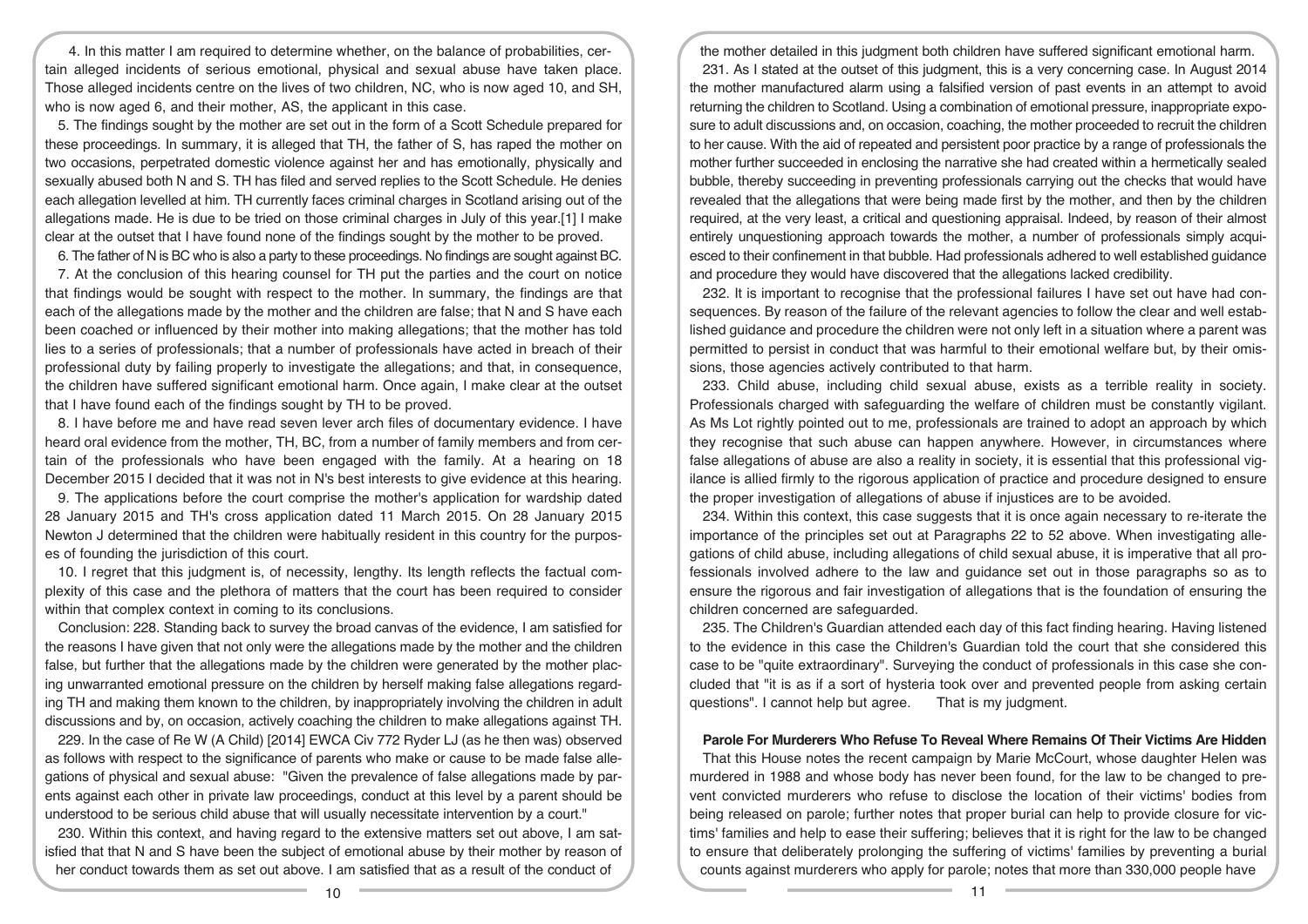4. In this matter I am required to determine whether, on the balance of probabilities, certain alleged incidents of serious emotional, physical and sexual abuse have taken place. Those alleged incidents centre on the lives of two children, NC, who is now aged 10, and SH, who is now aged 6, and their mother, AS, the applicant in this case.

5. The findings sought by the mother are set out in the form of a Scott Schedule prepared for these proceedings. In summary, it is alleged that TH, the father of S, has raped the mother on two occasions, perpetrated domestic violence against her and has emotionally, physically and sexually abused both N and S. TH has filed and served replies to the Scott Schedule. He denies each allegation levelled at him. TH currently faces criminal charges in Scotland arising out of the allegations made. He is due to be tried on those criminal charges in July of this year.[1] I make clear at the outset that I have found none of the findings sought by the mother to be proved.

6. The father of N is BC who is also a party to these proceedings. No findings are sought against BC.

7. At the conclusion of this hearing counsel for TH put the parties and the court on notice that findings would be sought with respect to the mother. In summary, the findings are that each of the allegations made by the mother and the children are false; that N and S have each been coached or influenced by their mother into making allegations; that the mother has told lies to a series of professionals; that a number of professionals have acted in breach of their professional duty by failing properly to investigate the allegations; and that, in consequence, the children have suffered significant emotional harm. Once again, I make clear at the outset that I have found each of the findings sought by TH to be proved.

8. I have before me and have read seven lever arch files of documentary evidence. I have heard oral evidence from the mother, TH, BC, from a number of family members and from certain of the professionals who have been engaged with the family. At a hearing on 18 December 2015 I decided that it was not in N's best interests to give evidence at this hearing.

9. The applications before the court comprise the mother's application for wardship dated 28 January 2015 and TH's cross application dated 11 March 2015. On 28 January 2015 Newton J determined that the children were habitually resident in this country for the purposes of founding the jurisdiction of this court.

10. I regret that this judgment is, of necessity, lengthy. Its length reflects the factual complexity of this case and the plethora of matters that the court has been required to consider within that complex context in coming to its conclusions.

Conclusion: 228. Standing back to survey the broad canvas of the evidence, I am satisfied for the reasons I have given that not only were the allegations made by the mother and the children false, but further that the allegations made by the children were generated by the mother placing unwarranted emotional pressure on the children by herself making false allegations regarding TH and making them known to the children, by inappropriately involving the children in adult discussions and by, on occasion, actively coaching the children to make allegations against TH.

229. In the case of Re W (A Child) [2014] EWCA Civ 772 Ryder LJ (as he then was) observed as follows with respect to the significance of parents who make or cause to be made false allegations of physical and sexual abuse: "Given the prevalence of false allegations made by parents against each other in private law proceedings, conduct at this level by a parent should be understood to be serious child abuse that will usually necessitate intervention by a court."

230. Within this context, and having regard to the extensive matters set out above, I am satisfied that that N and S have been the subject of emotional abuse by their mother by reason of her conduct towards them as set out above. I am satisfied that as a result of the conduct of the mother detailed in this judgment both children have suffered significant emotional harm.

231. As I stated at the outset of this judgment, this is a very concerning case. In August 2014 the mother manufactured alarm using a falsified version of past events in an attempt to avoid returning the children to Scotland. Using a combination of emotional pressure, inappropriate exposure to adult discussions and, on occasion, coaching, the mother proceeded to recruit the children to her cause. With the aid of repeated and persistent poor practice by a range of professionals the mother further succeeded in enclosing the narrative she had created within a hermetically sealed bubble, thereby succeeding in preventing professionals carrying out the checks that would have revealed that the allegations that were being made first by the mother, and then by the children required, at the very least, a critical and questioning appraisal. Indeed, by reason of their almost entirely unquestioning approach towards the mother, a number of professionals simply acquiesced to their confinement in that bubble. Had professionals adhered to well established guidance and procedure they would have discovered that the allegations lacked credibility.

232. It is important to recognise that the professional failures I have set out have had consequences. By reason of the failure of the relevant agencies to follow the clear and well established guidance and procedure the children were not only left in a situation where a parent was permitted to persist in conduct that was harmful to their emotional welfare but, by their omissions, those agencies actively contributed to that harm.

233. Child abuse, including child sexual abuse, exists as a terrible reality in society. Professionals charged with safeguarding the welfare of children must be constantly vigilant. As Ms Lot rightly pointed out to me, professionals are trained to adopt an approach by which they recognise that such abuse can happen anywhere. However, in circumstances where false allegations of abuse are also a reality in society, it is essential that this professional vigilance is allied firmly to the rigorous application of practice and procedure designed to ensure the proper investigation of allegations of abuse if injustices are to be avoided.

234. Within this context, this case suggests that it is once again necessary to re-iterate the importance of the principles set out at Paragraphs 22 to 52 above. When investigating allegations of child abuse, including allegations of child sexual abuse, it is imperative that all professionals involved adhere to the law and guidance set out in those paragraphs so as to ensure the rigorous and fair investigation of allegations that is the foundation of ensuring the children concerned are safeguarded.

235. The Children's Guardian attended each day of this fact finding hearing. Having listened to the evidence in this case the Children's Guardian told the court that she considered this case to be "quite extraordinary". Surveying the conduct of professionals in this case she concluded that "it is as if a sort of hysteria took over and prevented people from asking certain questions". I cannot help but agree. That is my judgment.

**Parole For Murderers Who Refuse To Reveal Where Remains Of Their Victims Are Hidden**

That this House notes the recent campaign by Marie McCourt, whose daughter Helen was murdered in 1988 and whose body has never been found, for the law to be changed to prevent convicted murderers who refuse to disclose the location of their victims' bodies from being released on parole; further notes that proper burial can help to provide closure for victims' families and help to ease their suffering; believes that it is right for the law to be changed to ensure that deliberately prolonging the suffering of victims' families by preventing a burial counts against murderers who apply for parole; notes that more than 330,000 people have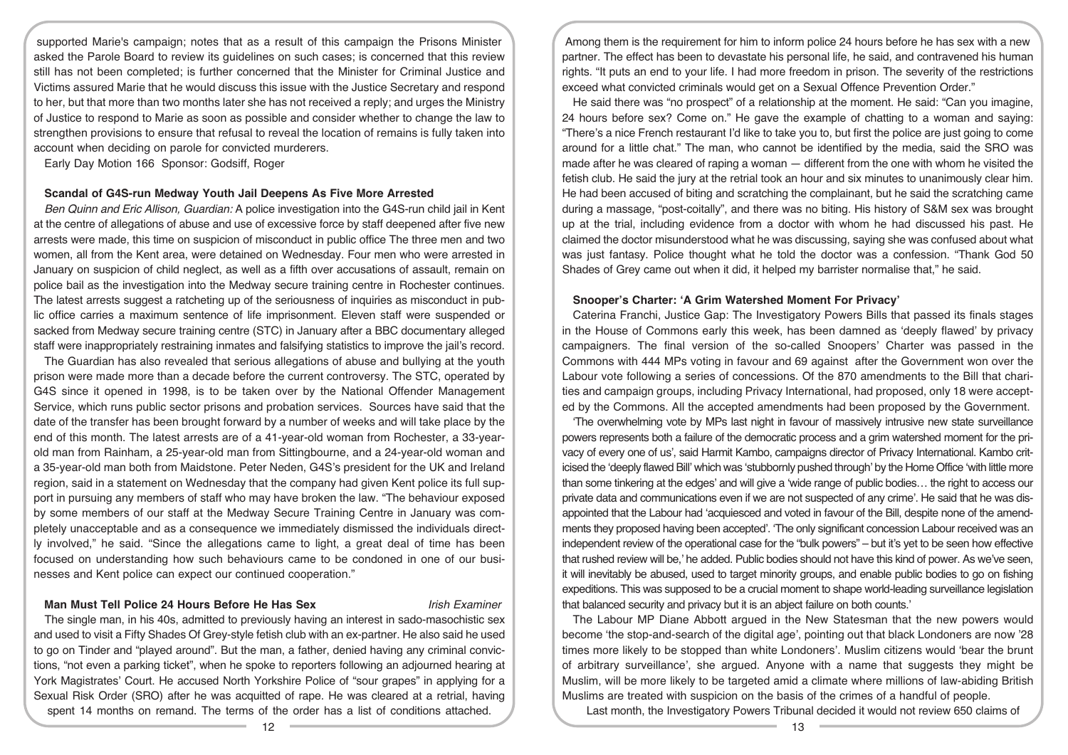supported Marie's campaign; notes that as a result of this campaign the Prisons Minister asked the Parole Board to review its guidelines on such cases; is concerned that this review still has not been completed; is further concerned that the Minister for Criminal Justice and Victims assured Marie that he would discuss this issue with the Justice Secretary and respond to her, but that more than two months later she has not received a reply; and urges the Ministry of Justice to respond to Marie as soon as possible and consider whether to change the law to strengthen provisions to ensure that refusal to reveal the location of remains is fully taken into account when deciding on parole for convicted murderers.

Early Day Motion 166 Sponsor: Godsiff, Roger

### Scandal of G4S-run Medway Youth Jail Deepens As Five More Arrested

*Ben Quinn and Eric Allison, Guardian:* A police investigation into the G4S-run child jail in Kent at the centre of allegations of abuse and use of excessive force by staff deepened after five new arrests were made, this time on suspicion of misconduct in public office The three men and two women, all from the Kent area, were detained on Wednesday. Four men who were arrested in January on suspicion of child neglect, as well as a fifth over accusations of assault, remain on police bail as the investigation into the Medway secure training centre in Rochester continues. The latest arrests suggest a ratcheting up of the seriousness of inquiries as misconduct in public office carries a maximum sentence of life imprisonment. Eleven staff were suspended or sacked from Medway secure training centre (STC) in January after a BBC documentary alleged staff were inappropriately restraining inmates and falsifying statistics to improve the jail's record.

The Guardian has also revealed that serious allegations of abuse and bullying at the youth prison were made more than a decade before the current controversy. The STC, operated by G4S since it opened in 1998, is to be taken over by the National Offender Management Service, which runs public sector prisons and probation services. Sources have said that the date of the transfer has been brought forward by a number of weeks and will take place by the end of this month. The latest arrests are of a 41-year-old woman from Rochester, a 33-year-old man from Rainham, a 25-year-old man from Sittingbourne, and a 24-year-old woman and a 35-year-old man both from Maidstone. Peter Neden, G4S's president for the UK and Ireland region, said in a statement on Wednesday that the company had given Kent police its full support in pursuing any members of staff who may have broken the law. "The behaviour exposed by some members of our staff at the Medway Secure Training Centre in January was completely unacceptable and as a consequence we immediately dismissed the individuals directly involved," he said. "Since the allegations came to light, a great deal of time has been focused on understanding how such behaviours came to be condoned in one of our businesses and Kent police can expect our continued cooperation."

### Man Must Tell Police 24 Hours Before He Has Sex

*Irish Examiner*

The single man, in his 40s, admitted to previously having an interest in sado-masochistic sex and used to visit a Fifty Shades Of Grey-style fetish club with an ex-partner. He also said he used to go on Tinder and "played around". But the man, a father, denied having any criminal convictions, "not even a parking ticket", when he spoke to reporters following an adjourned hearing at York Magistrates' Court. He accused North Yorkshire Police of "sour grapes" in applying for a Sexual Risk Order (SRO) after he was acquitted of rape. He was cleared at a retrial, having spent 14 months on remand. The terms of the order has a list of conditions attached.

Among them is the requirement for him to inform police 24 hours before he has sex with a new partner. The effect has been to devastate his personal life, he said, and contravened his human rights. "It puts an end to your life. I had more freedom in prison. The severity of the restrictions exceed what convicted criminals would get on a Sexual Offence Prevention Order."

He said there was "no prospect" of a relationship at the moment. He said: "Can you imagine, 24 hours before sex? Come on." He gave the example of chatting to a woman and saying: "There's a nice French restaurant I'd like to take you to, but first the police are just going to come around for a little chat." The man, who cannot be identified by the media, said the SRO was made after he was cleared of raping a woman — different from the one with whom he visited the fetish club. He said the jury at the retrial took an hour and six minutes to unanimously clear him. He had been accused of biting and scratching the complainant, but he said the scratching came during a massage, "post-coitally", and there was no biting. His history of S&M sex was brought up at the trial, including evidence from a doctor with whom he had discussed his past. He claimed the doctor misunderstood what he was discussing, saying she was confused about what was just fantasy. Police thought what he told the doctor was a confession. "Thank God 50 Shades of Grey came out when it did, it helped my barrister normalise that," he said.

### Snooper's Charter: 'A Grim Watershed Moment For Privacy'

Caterina Franchi, Justice Gap: The Investigatory Powers Bills that passed its finals stages in the House of Commons early this week, has been damned as 'deeply flawed' by privacy campaigners. The final version of the so-called Snoopers' Charter was passed in the Commons with 444 MPs voting in favour and 69 against after the Government won over the Labour vote following a series of concessions. Of the 870 amendments to the Bill that charities and campaign groups, including Privacy International, had proposed, only 18 were accepted by the Commons. All the accepted amendments had been proposed by the Government.

'The overwhelming vote by MPs last night in favour of massively intrusive new state surveillance powers represents both a failure of the democratic process and a grim watershed moment for the privacy of every one of us', said Harmit Kambo, campaigns director of Privacy International. Kambo criticised the 'deeply flawed Bill' which was 'stubbornly pushed through' by the Home Office 'with little more than some tinkering at the edges' and will give a 'wide range of public bodies… the right to access our private data and communications even if we are not suspected of any crime'. He said that he was disappointed that the Labour had 'acquiesced and voted in favour of the Bill, despite none of the amendments they proposed having been accepted'. 'The only significant concession Labour received was an independent review of the operational case for the "bulk powers" – but it's yet to be seen how effective that rushed review will be,' he added. Public bodies should not have this kind of power. As we've seen, it will inevitably be abused, used to target minority groups, and enable public bodies to go on fishing expeditions. This was supposed to be a crucial moment to shape world-leading surveillance legislation that balanced security and privacy but it is an abject failure on both counts.'

The Labour MP Diane Abbott argued in the New Statesman that the new powers would become 'the stop-and-search of the digital age', pointing out that black Londoners are now '28 times more likely to be stopped than white Londoners'. Muslim citizens would 'bear the brunt of arbitrary surveillance', she argued. Anyone with a name that suggests they might be Muslim, will be more likely to be targeted amid a climate where millions of law-abiding British Muslims are treated with suspicion on the basis of the crimes of a handful of people.

Last month, the Investigatory Powers Tribunal decided it would not review 650 claims of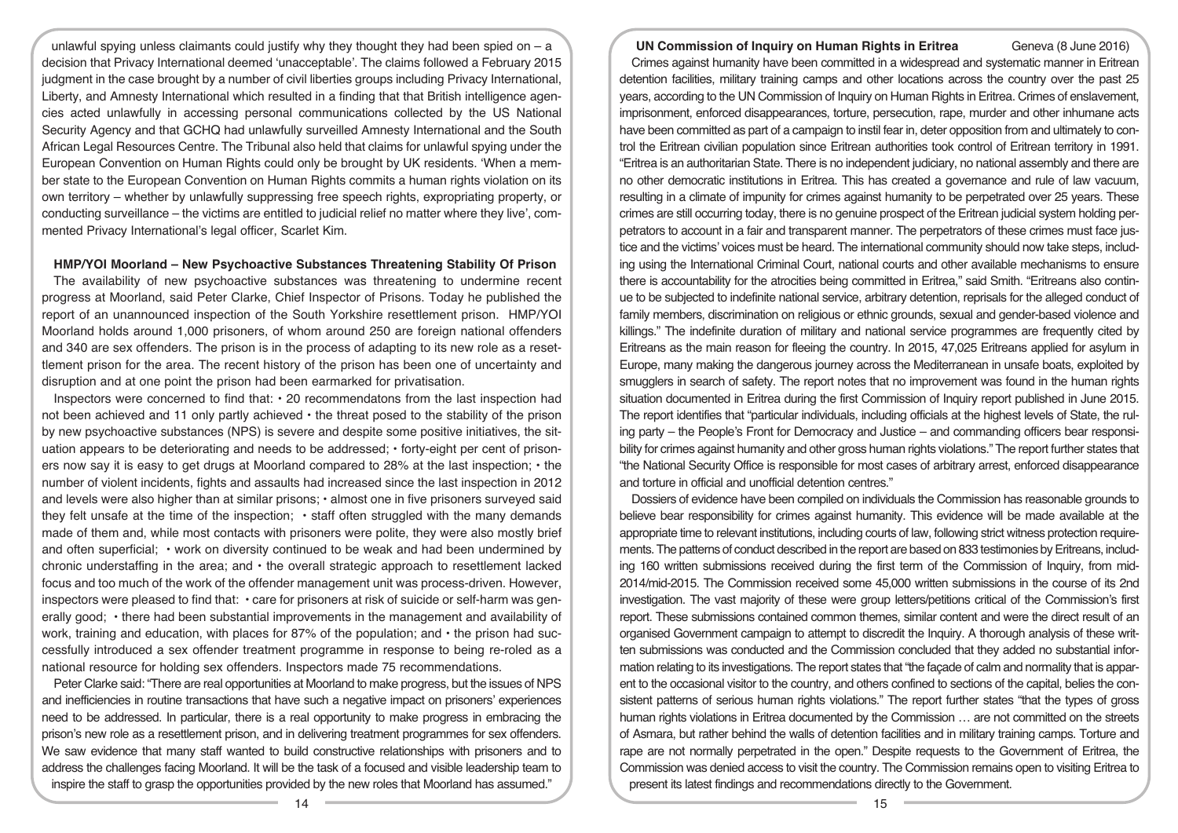unlawful spying unless claimants could justify why they thought they had been spied on – a decision that Privacy International deemed 'unacceptable'. The claims followed a February 2015 judgment in the case brought by a number of civil liberties groups including Privacy International, Liberty, and Amnesty International which resulted in a finding that that British intelligence agencies acted unlawfully in accessing personal communications collected by the US National Security Agency and that GCHQ had unlawfully surveilled Amnesty International and the South African Legal Resources Centre. The Tribunal also held that claims for unlawful spying under the European Convention on Human Rights could only be brought by UK residents. 'When a member state to the European Convention on Human Rights commits a human rights violation on its own territory – whether by unlawfully suppressing free speech rights, expropriating property, or conducting surveillance – the victims are entitled to judicial relief no matter where they live', commented Privacy International's legal officer, Scarlet Kim.

### HMP/YOI Moorland – New Psychoactive Substances Threatening Stability Of Prison

The availability of new psychoactive substances was threatening to undermine recent progress at Moorland, said Peter Clarke, Chief Inspector of Prisons. Today he published the report of an unannounced inspection of the South Yorkshire resettlement prison. HMP/YOI Moorland holds around 1,000 prisoners, of whom around 250 are foreign national offenders and 340 are sex offenders. The prison is in the process of adapting to its new role as a resettlement prison for the area. The recent history of the prison has been one of uncertainty and disruption and at one point the prison had been earmarked for privatisation.

Inspectors were concerned to find that: • 20 recommendatons from the last inspection had not been achieved and 11 only partly achieved • the threat posed to the stability of the prison by new psychoactive substances (NPS) is severe and despite some positive initiatives, the situation appears to be deteriorating and needs to be addressed; • forty-eight per cent of prisoners now say it is easy to get drugs at Moorland compared to 28% at the last inspection; • the number of violent incidents, fights and assaults had increased since the last inspection in 2012 and levels were also higher than at similar prisons; • almost one in five prisoners surveyed said they felt unsafe at the time of the inspection; • staff often struggled with the many demands made of them and, while most contacts with prisoners were polite, they were also mostly brief and often superficial; • work on diversity continued to be weak and had been undermined by chronic understaffing in the area; and • the overall strategic approach to resettlement lacked focus and too much of the work of the offender management unit was process-driven. However, inspectors were pleased to find that: • care for prisoners at risk of suicide or self-harm was generally good; • there had been substantial improvements in the management and availability of work, training and education, with places for 87% of the population; and • the prison had successfully introduced a sex offender treatment programme in response to being re-roled as a national resource for holding sex offenders. Inspectors made 75 recommendations.

Peter Clarke said: "There are real opportunities at Moorland to make progress, but the issues of NPS and inefficiencies in routine transactions that have such a negative impact on prisoners' experiences need to be addressed. In particular, there is a real opportunity to make progress in embracing the prison's new role as a resettlement prison, and in delivering treatment programmes for sex offenders. We saw evidence that many staff wanted to build constructive relationships with prisoners and to address the challenges facing Moorland. It will be the task of a focused and visible leadership team to inspire the staff to grasp the opportunities provided by the new roles that Moorland has assumed."

### UN Commission of Inquiry on Human Rights in Eritrea — Geneva (8 June 2016)

Crimes against humanity have been committed in a widespread and systematic manner in Eritrean detention facilities, military training camps and other locations across the country over the past 25 years, according to the UN Commission of Inquiry on Human Rights in Eritrea. Crimes of enslavement, imprisonment, enforced disappearances, torture, persecution, rape, murder and other inhumane acts have been committed as part of a campaign to instil fear in, deter opposition from and ultimately to control the Eritrean civilian population since Eritrean authorities took control of Eritrean territory in 1991. "Eritrea is an authoritarian State. There is no independent judiciary, no national assembly and there are no other democratic institutions in Eritrea. This has created a governance and rule of law vacuum, resulting in a climate of impunity for crimes against humanity to be perpetrated over 25 years. These crimes are still occurring today, there is no genuine prospect of the Eritrean judicial system holding perpetrators to account in a fair and transparent manner. The perpetrators of these crimes must face justice and the victims' voices must be heard. The international community should now take steps, including using the International Criminal Court, national courts and other available mechanisms to ensure there is accountability for the atrocities being committed in Eritrea," said Smith. "Eritreans also continue to be subjected to indefinite national service, arbitrary detention, reprisals for the alleged conduct of family members, discrimination on religious or ethnic grounds, sexual and gender-based violence and killings." The indefinite duration of military and national service programmes are frequently cited by Eritreans as the main reason for fleeing the country. In 2015, 47,025 Eritreans applied for asylum in Europe, many making the dangerous journey across the Mediterranean in unsafe boats, exploited by smugglers in search of safety. The report notes that no improvement was found in the human rights situation documented in Eritrea during the first Commission of Inquiry report published in June 2015. The report identifies that "particular individuals, including officials at the highest levels of State, the ruling party – the People's Front for Democracy and Justice – and commanding officers bear responsibility for crimes against humanity and other gross human rights violations." The report further states that "the National Security Office is responsible for most cases of arbitrary arrest, enforced disappearance and torture in official and unofficial detention centres."

Dossiers of evidence have been compiled on individuals the Commission has reasonable grounds to believe bear responsibility for crimes against humanity. This evidence will be made available at the appropriate time to relevant institutions, including courts of law, following strict witness protection requirements. The patterns of conduct described in the report are based on 833 testimonies by Eritreans, including 160 written submissions received during the first term of the Commission of Inquiry, from mid-2014/mid-2015. The Commission received some 45,000 written submissions in the course of its 2nd investigation. The vast majority of these were group letters/petitions critical of the Commission's first report. These submissions contained common themes, similar content and were the direct result of an organised Government campaign to attempt to discredit the Inquiry. A thorough analysis of these written submissions was conducted and the Commission concluded that they added no substantial information relating to its investigations. The report states that "the façade of calm and normality that is apparent to the occasional visitor to the country, and others confined to sections of the capital, belies the consistent patterns of serious human rights violations." The report further states "that the types of gross human rights violations in Eritrea documented by the Commission … are not committed on the streets of Asmara, but rather behind the walls of detention facilities and in military training camps. Torture and rape are not normally perpetrated in the open." Despite requests to the Government of Eritrea, the Commission was denied access to visit the country. The Commission remains open to visiting Eritrea to present its latest findings and recommendations directly to the Government.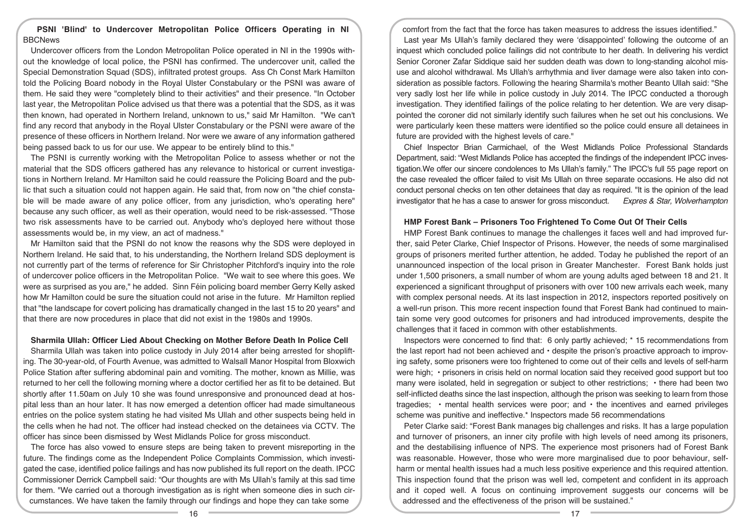## PSNI 'Blind' to Undercover Metropolitan Police Officers Operating in NI

BBCNews

Undercover officers from the London Metropolitan Police operated in NI in the 1990s without the knowledge of local police, the PSNI has confirmed. The undercover unit, called the Special Demonstration Squad (SDS), infiltrated protest groups. Ass Ch Const Mark Hamilton told the Policing Board nobody in the Royal Ulster Constabulary or the PSNI was aware of them. He said they were "completely blind to their activities" and their presence. "In October last year, the Metropolitan Police advised us that there was a potential that the SDS, as it was then known, had operated in Northern Ireland, unknown to us," said Mr Hamilton. "We can't find any record that anybody in the Royal Ulster Constabulary or the PSNI were aware of the presence of these officers in Northern Ireland. Nor were we aware of any information gathered being passed back to us for our use. We appear to be entirely blind to this."

The PSNI is currently working with the Metropolitan Police to assess whether or not the material that the SDS officers gathered has any relevance to historical or current investigations in Northern Ireland. Mr Hamilton said he could reassure the Policing Board and the public that such a situation could not happen again. He said that, from now on "the chief constable will be made aware of any police officer, from any jurisdiction, who's operating here" because any such officer, as well as their operation, would need to be risk-assessed. "Those two risk assessments have to be carried out. Anybody who's deployed here without those assessments would be, in my view, an act of madness."

Mr Hamilton said that the PSNI do not know the reasons why the SDS were deployed in Northern Ireland. He said that, to his understanding, the Northern Ireland SDS deployment is not currently part of the terms of reference for Sir Christopher Pitchford's inquiry into the role of undercover police officers in the Metropolitan Police. "We wait to see where this goes. We were as surprised as you are," he added. Sinn Féin policing board member Gerry Kelly asked how Mr Hamilton could be sure the situation could not arise in the future. Mr Hamilton replied that "the landscape for covert policing has dramatically changed in the last 15 to 20 years" and that there are now procedures in place that did not exist in the 1980s and 1990s.

## Sharmila Ullah: Officer Lied About Checking on Mother Before Death In Police Cell

Sharmila Ullah was taken into police custody in July 2014 after being arrested for shoplifting. The 30-year-old, of Fourth Avenue, was admitted to Walsall Manor Hospital from Bloxwich Police Station after suffering abdominal pain and vomiting. The mother, known as Millie, was returned to her cell the following morning where a doctor certified her as fit to be detained. But shortly after 11.50am on July 10 she was found unresponsive and pronounced dead at hospital less than an hour later. It has now emerged a detention officer had made simultaneous entries on the police system stating he had visited Ms Ullah and other suspects being held in the cells when he had not. The officer had instead checked on the detainees via CCTV. The officer has since been dismissed by West Midlands Police for gross misconduct.

The force has also vowed to ensure steps are being taken to prevent misreporting in the future. The findings come as the Independent Police Complaints Commission, which investigated the case, identified police failings and has now published its full report on the death. IPCC Commissioner Derrick Campbell said: "Our thoughts are with Ms Ullah's family at this sad time for them. "We carried out a thorough investigation as is right when someone dies in such circumstances. We have taken the family through our findings and hope they can take some comfort from the fact that the force has taken measures to address the issues identified."

Last year Ms Ullah's family declared they were 'disappointed' following the outcome of an inquest which concluded police failings did not contribute to her death. In delivering his verdict Senior Coroner Zafar Siddique said her sudden death was down to long-standing alcohol misuse and alcohol withdrawal. Ms Ullah's arrhythmia and liver damage were also taken into consideration as possible factors. Following the hearing Sharmila's mother Beanto Ullah said: "She very sadly lost her life while in police custody in July 2014. The IPCC conducted a thorough investigation. They identified failings of the police relating to her detention. We are very disappointed the coroner did not similarly identify such failures when he set out his conclusions. We were particularly keen these matters were identified so the police could ensure all detainees in future are provided with the highest levels of care."

Chief Inspector Brian Carmichael, of the West Midlands Police Professional Standards Department, said: "West Midlands Police has accepted the findings of the independent IPCC investigation.We offer our sincere condolences to Ms Ullah's family." The IPCC's full 55 page report on the case revealed the officer failed to visit Ms Ullah on three separate occasions. He also did not conduct personal checks on ten other detainees that day as required. "It is the opinion of the lead investigator that he has a case to answer for gross misconduct. *Expres & Star, Wolverhampton*

## HMP Forest Bank – Prisoners Too Frightened To Come Out Of Their Cells

HMP Forest Bank continues to manage the challenges it faces well and had improved further, said Peter Clarke, Chief Inspector of Prisons. However, the needs of some marginalised groups of prisoners merited further attention, he added. Today he published the report of an unannounced inspection of the local prison in Greater Manchester. Forest Bank holds just under 1,500 prisoners, a small number of whom are young adults aged between 18 and 21. It experienced a significant throughput of prisoners with over 100 new arrivals each week, many with complex personal needs. At its last inspection in 2012, inspectors reported positively on a well-run prison. This more recent inspection found that Forest Bank had continued to maintain some very good outcomes for prisoners and had introduced improvements, despite the challenges that it faced in common with other establishments.

Inspectors were concerned to find that: 6 only partly achieved; * 15 recommendations from the last report had not been achieved and • despite the prison's proactive approach to improving safety, some prisoners were too frightened to come out of their cells and levels of self-harm were high; • prisoners in crisis held on normal location said they received good support but too many were isolated, held in segregation or subject to other restrictions; • there had been two self-inflicted deaths since the last inspection, although the prison was seeking to learn from those tragedies; • mental health services were poor; and • the incentives and earned privileges scheme was punitive and ineffective.* Inspectors made 56 recommendations

Peter Clarke said: "Forest Bank manages big challenges and risks. It has a large population and turnover of prisoners, an inner city profile with high levels of need among its prisoners, and the destabilising influence of NPS. The experience most prisoners had of Forest Bank was reasonable. However, those who were more marginalised due to poor behaviour, self-harm or mental health issues had a much less positive experience and this required attention. This inspection found that the prison was well led, competent and confident in its approach and it coped well. A focus on continuing improvement suggests our concerns will be addressed and the effectiveness of the prison will be sustained."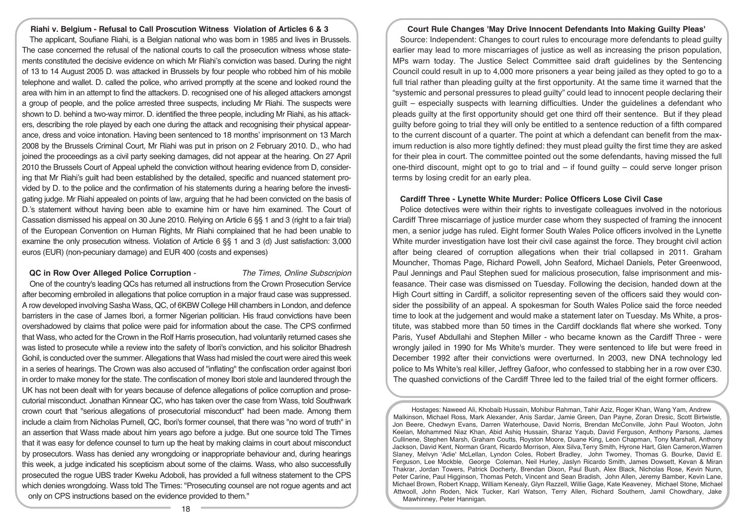### Riahi v. Belgium - Refusal to Call Proscution Witness Violation of Articles 6 & 3

The applicant, Soufiane Riahi, is a Belgian national who was born in 1985 and lives in Brussels. The case concerned the refusal of the national courts to call the prosecution witness whose statements constituted the decisive evidence on which Mr Riahi's conviction was based. During the night of 13 to 14 August 2005 D. was attacked in Brussels by four people who robbed him of his mobile telephone and wallet. D. called the police, who arrived promptly at the scene and looked round the area with him in an attempt to find the attackers. D. recognised one of his alleged attackers amongst a group of people, and the police arrested three suspects, including Mr Riahi. The suspects were shown to D. behind a two-way mirror. D. identified the three people, including Mr Riahi, as his attackers, describing the role played by each one during the attack and recognising their physical appearance, dress and voice intonation. Having been sentenced to 18 months' imprisonment on 13 March 2008 by the Brussels Criminal Court, Mr Riahi was put in prison on 2 February 2010. D., who had joined the proceedings as a civil party seeking damages, did not appear at the hearing. On 27 April 2010 the Brussels Court of Appeal upheld the conviction without hearing evidence from D, considering that Mr Riahi's guilt had been established by the detailed, specific and nuanced statement provided by D. to the police and the confirmation of his statements during a hearing before the investigating judge. Mr Riahi appealed on points of law, arguing that he had been convicted on the basis of D.'s statement without having been able to examine him or have him examined. The Court of Cassation dismissed his appeal on 30 June 2010. Relying on Article 6 §§ 1 and 3 (right to a fair trial) of the European Convention on Human Rights, Mr Riahi complained that he had been unable to examine the only prosecution witness. Violation of Article 6 §§ 1 and 3 (d) Just satisfaction: 3,000 euros (EUR) (non-pecuniary damage) and EUR 400 (costs and expenses)

### QC in Row Over Alleged Police Corruption - *The Times, Online Subscripion*

One of the country's leading QCs has returned all instructions from the Crown Prosecution Service after becoming embroiled in allegations that police corruption in a major fraud case was suppressed. A row developed involving Sasha Wass, QC, of 6KBW College Hill chambers in London, and defence barristers in the case of James Ibori, a former Nigerian politician. His fraud convictions have been overshadowed by claims that police were paid for information about the case. The CPS confirmed that Wass, who acted for the Crown in the Rolf Harris prosecution, had voluntarily returned cases she was listed to prosecute while a review into the safety of Ibori's conviction, and his solicitor Bhadresh Gohil, is conducted over the summer. Allegations that Wass had misled the court were aired this week in a series of hearings. The Crown was also accused of "inflating" the confiscation order against Ibori in order to make money for the state. The confiscation of money Ibori stole and laundered through the UK has not been dealt with for years because of defence allegations of police corruption and prosecutorial misconduct. Jonathan Kinnear QC, who has taken over the case from Wass, told Southwark crown court that "serious allegations of prosecutorial misconduct" had been made. Among them include a claim from Nicholas Purnell, QC, Ibori's former counsel, that there was "no word of truth" in an assertion that Wass made about him years ago before a judge. But one source told The Times that it was easy for defence counsel to turn up the heat by making claims in court about misconduct by prosecutors. Wass has denied any wrongdoing or inappropriate behaviour and, during hearings this week, a judge indicated his scepticism about some of the claims. Wass, who also successfully prosecuted the rogue UBS trader Kweku Adoboli, has provided a full witness statement to the CPS which denies wrongdoing. Wass told The Times: "Prosecuting counsel are not rogue agents and act only on CPS instructions based on the evidence provided to them."

### Court Rule Changes 'May Drive Innocent Defendants Into Making Guilty Pleas'

Source: Independent: Changes to court rules to encourage more defendants to plead guilty earlier may lead to more miscarriages of justice as well as increasing the prison population, MPs warn today. The Justice Select Committee said draft guidelines by the Sentencing Council could result in up to 4,000 more prisoners a year being jailed as they opted to go to a full trial rather than pleading guilty at the first opportunity. At the same time it warned that the "systemic and personal pressures to plead guilty" could lead to innocent people declaring their guilt – especially suspects with learning difficulties. Under the guidelines a defendant who pleads guilty at the first opportunity should get one third off their sentence. But if they plead guilty before going to trial they will only be entitled to a sentence reduction of a fifth compared to the current discount of a quarter. The point at which a defendant can benefit from the maximum reduction is also more tightly defined: they must plead guilty the first time they are asked for their plea in court. The committee pointed out the some defendants, having missed the full one-third discount, might opt to go to trial and – if found guilty – could serve longer prison terms by losing credit for an early plea.

### Cardiff Three - Lynette White Murder: Police Officers Lose Civil Case

Police detectives were within their rights to investigate colleagues involved in the notorious Cardiff Three miscarriage of justice murder case whom they suspected of framing the innocent men, a senior judge has ruled. Eight former South Wales Police officers involved in the Lynette White murder investigation have lost their civil case against the force. They brought civil action after being cleared of corruption allegations when their trial collapsed in 2011. Graham Mouncher, Thomas Page, Richard Powell, John Seaford, Michael Daniels, Peter Greenwood, Paul Jennings and Paul Stephen sued for malicious prosecution, false imprisonment and misfeasance. Their case was dismissed on Tuesday. Following the decision, handed down at the High Court sitting in Cardiff, a solicitor representing seven of the officers said they would consider the possibility of an appeal. A spokesman for South Wales Police said the force needed time to look at the judgement and would make a statement later on Tuesday. Ms White, a prostitute, was stabbed more than 50 times in the Cardiff docklands flat where she worked. Tony Paris, Yusef Abdullahi and Stephen Miller - who became known as the Cardiff Three - were wrongly jailed in 1990 for Ms White's murder. They were sentenced to life but were freed in December 1992 after their convictions were overturned. In 2003, new DNA technology led police to Ms White's real killer, Jeffrey Gafoor, who confessed to stabbing her in a row over £30. The quashed convictions of the Cardiff Three led to the failed trial of the eight former officers.

Hostages: Naweed Ali, Khobaib Hussain, Mohibur Rahman, Tahir Aziz, Roger Khan, Wang Yam, Andrew Malkinson, Michael Ross, Mark Alexander, Anis Sardar, Jamie Green, Dan Payne, Zoran Dresic, Scott Birtwistle, Jon Beere, Chedwyn Evans, Darren Waterhouse, David Norris, Brendan McConville, John Paul Wooton, John Keelan, Mohammed Niaz Khan, Abid Ashiq Hussain, Sharaz Yaqub, David Ferguson, Anthony Parsons, James Cullinene, Stephen Marsh, Graham Coutts, Royston Moore, Duane King, Leon Chapman, Tony Marshall, Anthony Jackson, David Kent, Norman Grant, Ricardo Morrison, Alex Silva,Terry Smith, Hyrone Hart, Glen Cameron,Warren Slaney, Melvyn 'Adie' McLellan, Lyndon Coles, Robert Bradley, John Twomey, Thomas G. Bourke, David E. Ferguson, Lee Mockble, George Coleman, Neil Hurley, Jaslyn Ricardo Smith, James Dowsett, Kevan & Miran Thakrar, Jordan Towers, Patrick Docherty, Brendan Dixon, Paul Bush, Alex Black, Nicholas Rose, Kevin Nunn, Peter Carine, Paul Higginson, Thomas Petch, Vincent and Sean Bradish, John Allen, Jeremy Bamber, Kevin Lane, Michael Brown, Robert Knapp, William Kenealy, Glyn Razzell, Willie Gage, Kate Keaveney, Michael Stone, Michael Attwooll, John Roden, Nick Tucker, Karl Watson, Terry Allen, Richard Southern, Jamil Chowdhary, Jake Mawhinney, Peter Hannigan.